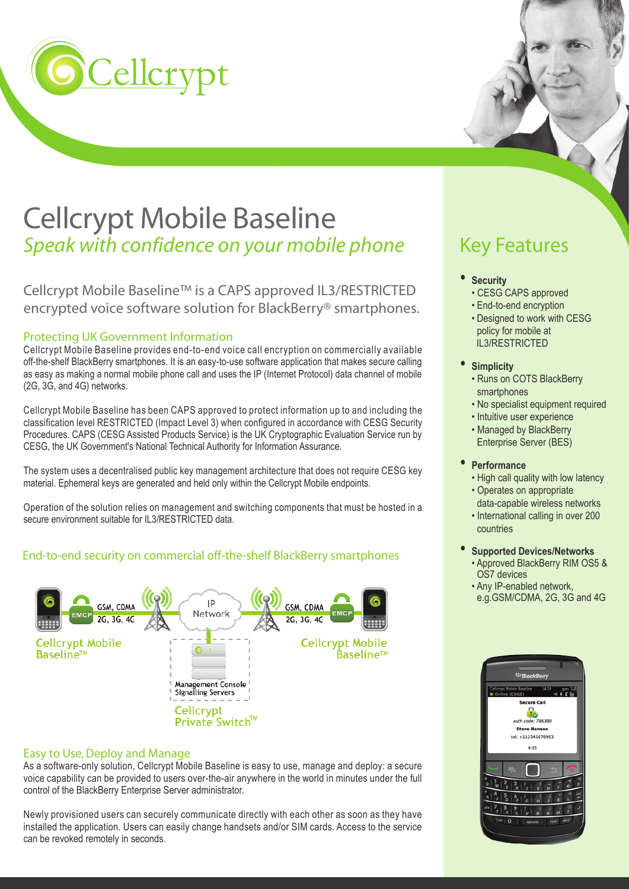# Cellcrypt

# Cellcrypt Mobile Baseline

*Speak with confidence on your mobile phone*

Cellcrypt Mobile Baseline™ is a CAPS approved IL3/RESTRICTED encrypted voice software solution for BlackBerry® smartphones.

## Protecting UK Government Information

Cellcrypt Mobile Baseline provides end-to-end voice call encryption on commercially available off-the-shelf BlackBerry smartphones. It is an easy-to-use software application that makes secure calling as easy as making a normal mobile phone call and uses the IP (Internet Protocol) data channel of mobile (2G, 3G, and 4G) networks.

Cellcrypt Mobile Baseline has been CAPS approved to protect information up to and including the classification level RESTRICTED (Impact Level 3) when configured in accordance with CESG Security Procedures. CAPS (CESG Assisted Products Service) is the UK Cryptographic Evaluation Service run by CESG, the UK Government's National Technical Authority for Information Assurance.

The system uses a decentralised public key management architecture that does not require CESG key material. Ephemeral keys are generated and held only within the Cellcrypt Mobile endpoints.

Operation of the solution relies on management and switching components that must be hosted in a secure environment suitable for IL3/RESTRICTED data.

## End-to-end security on commercial off-the-shelf BlackBerry smartphones

Cellcrypt Mobile Baseline™ — EMCP — GSM, CDMA 2G, 3G, 4G — IP Network — GSM, CDMA 2G, 3G, 4G — EMCP — Cellcrypt Mobile Baseline™

Management Console, Signalling Servers — Cellcrypt Private Switch™

## Easy to Use, Deploy and Manage

As a software-only solution, Cellcrypt Mobile Baseline is easy to use, manage and deploy: a secure voice capability can be provided to users over-the-air anywhere in the world in minutes under the full control of the BlackBerry Enterprise Server administrator.

Newly provisioned users can securely communicate directly with each other as soon as they have installed the application. Users can easily change handsets and/or SIM cards. Access to the service can be revoked remotely in seconds.

## Key Features

- **Security**
  - CESG CAPS approved
  - End-to-end encryption
  - Designed to work with CESG policy for mobile at IL3/RESTRICTED
- **Simplicity**
  - Runs on COTS BlackBerry smartphones
  - No specialist equipment required
  - Intuitive user experience
  - Managed by BlackBerry Enterprise Server (BES)
- **Performance**
  - High call quality with low latency
  - Operates on appropriate data-capable wireless networks
  - International calling in over 200 countries
- **Supported Devices/Networks**
  - Approved BlackBerry RIM OS5 & OS7 devices
  - Any IP-enabled network, e.g.GSM/CDMA, 2G, 3G and 4G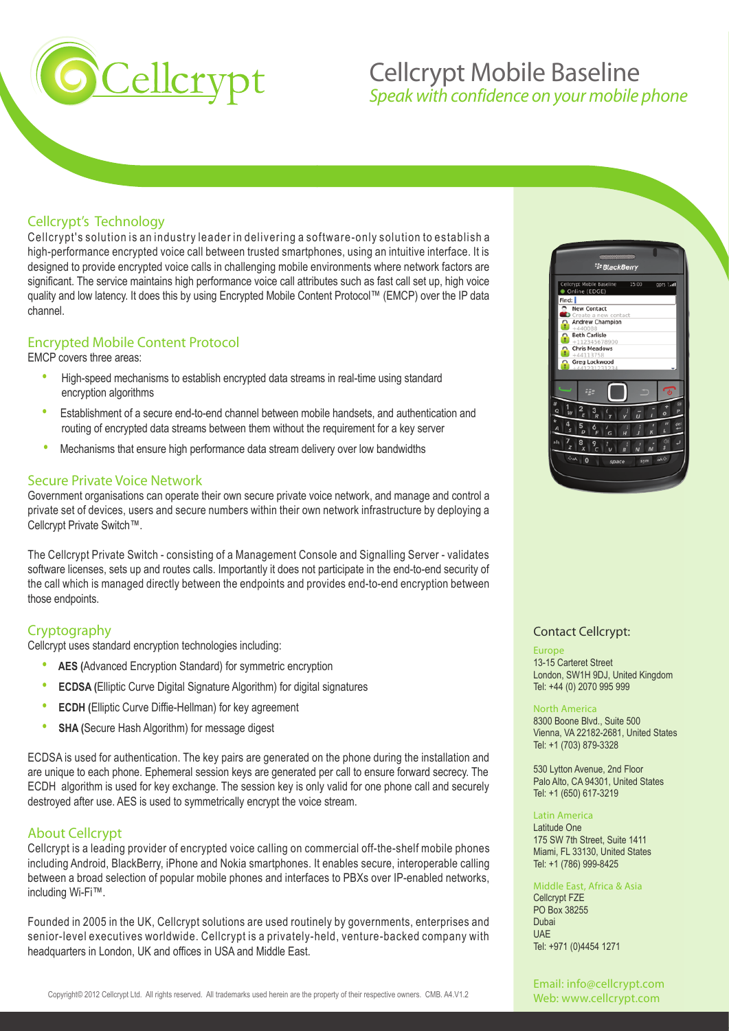# Cellcrypt Mobile Baseline

*Speak with confidence on your mobile phone*

## Cellcrypt's Technology

Cellcrypt's solution is an industry leader in delivering a software-only solution to establish a high-performance encrypted voice call between trusted smartphones, using an intuitive interface. It is designed to provide encrypted voice calls in challenging mobile environments where network factors are significant. The service maintains high performance voice call attributes such as fast call set up, high voice quality and low latency. It does this by using Encrypted Mobile Content Protocol™ (EMCP) over the IP data channel.

## Encrypted Mobile Content Protocol

EMCP covers three areas:

- High-speed mechanisms to establish encrypted data streams in real-time using standard encryption algorithms
- Establishment of a secure end-to-end channel between mobile handsets, and authentication and routing of encrypted data streams between them without the requirement for a key server
- Mechanisms that ensure high performance data stream delivery over low bandwidths

## Secure Private Voice Network

Government organisations can operate their own secure private voice network, and manage and control a private set of devices, users and secure numbers within their own network infrastructure by deploying a Cellcrypt Private Switch™.

The Cellcrypt Private Switch - consisting of a Management Console and Signalling Server - validates software licenses, sets up and routes calls. Importantly it does not participate in the end-to-end security of the call which is managed directly between the endpoints and provides end-to-end encryption between those endpoints.

## Cryptography

Cellcrypt uses standard encryption technologies including:

- **AES (**Advanced Encryption Standard) for symmetric encryption
- **ECDSA (**Elliptic Curve Digital Signature Algorithm) for digital signatures
- **ECDH (**Elliptic Curve Diffie-Hellman) for key agreement
- **SHA (**Secure Hash Algorithm) for message digest

ECDSA is used for authentication. The key pairs are generated on the phone during the installation and are unique to each phone. Ephemeral session keys are generated per call to ensure forward secrecy. The ECDH algorithm is used for key exchange. The session key is only valid for one phone call and securely destroyed after use. AES is used to symmetrically encrypt the voice stream.

## About Cellcrypt

Cellcrypt is a leading provider of encrypted voice calling on commercial off-the-shelf mobile phones including Android, BlackBerry, iPhone and Nokia smartphones. It enables secure, interoperable calling between a broad selection of popular mobile phones and interfaces to PBXs over IP-enabled networks, including Wi-Fi™.

Founded in 2005 in the UK, Cellcrypt solutions are used routinely by governments, enterprises and senior-level executives worldwide. Cellcrypt is a privately-held, venture-backed company with headquarters in London, UK and offices in USA and Middle East.

## Contact Cellcrypt:

**Europe**
13-15 Carteret Street
London, SW1H 9DJ, United Kingdom
Tel: +44 (0) 2070 995 999

**North America**
8300 Boone Blvd., Suite 500
Vienna, VA 22182-2681, United States
Tel: +1 (703) 879-3328

530 Lytton Avenue, 2nd Floor
Palo Alto, CA 94301, United States
Tel: +1 (650) 617-3219

**Latin America**
Latitude One
175 SW 7th Street, Suite 1411
Miami, FL 33130, United States
Tel: +1 (786) 999-8425

**Middle East, Africa & Asia**
Cellcrypt FZE
PO Box 38255
Dubai
UAE
Tel: +971 (0)4454 1271

Email: info@cellcrypt.com
Web: www.cellcrypt.com

Copyright© 2012 Cellcrypt Ltd. All rights reserved. All trademarks used herein are the property of their respective owners. CMB. A4.V1.2